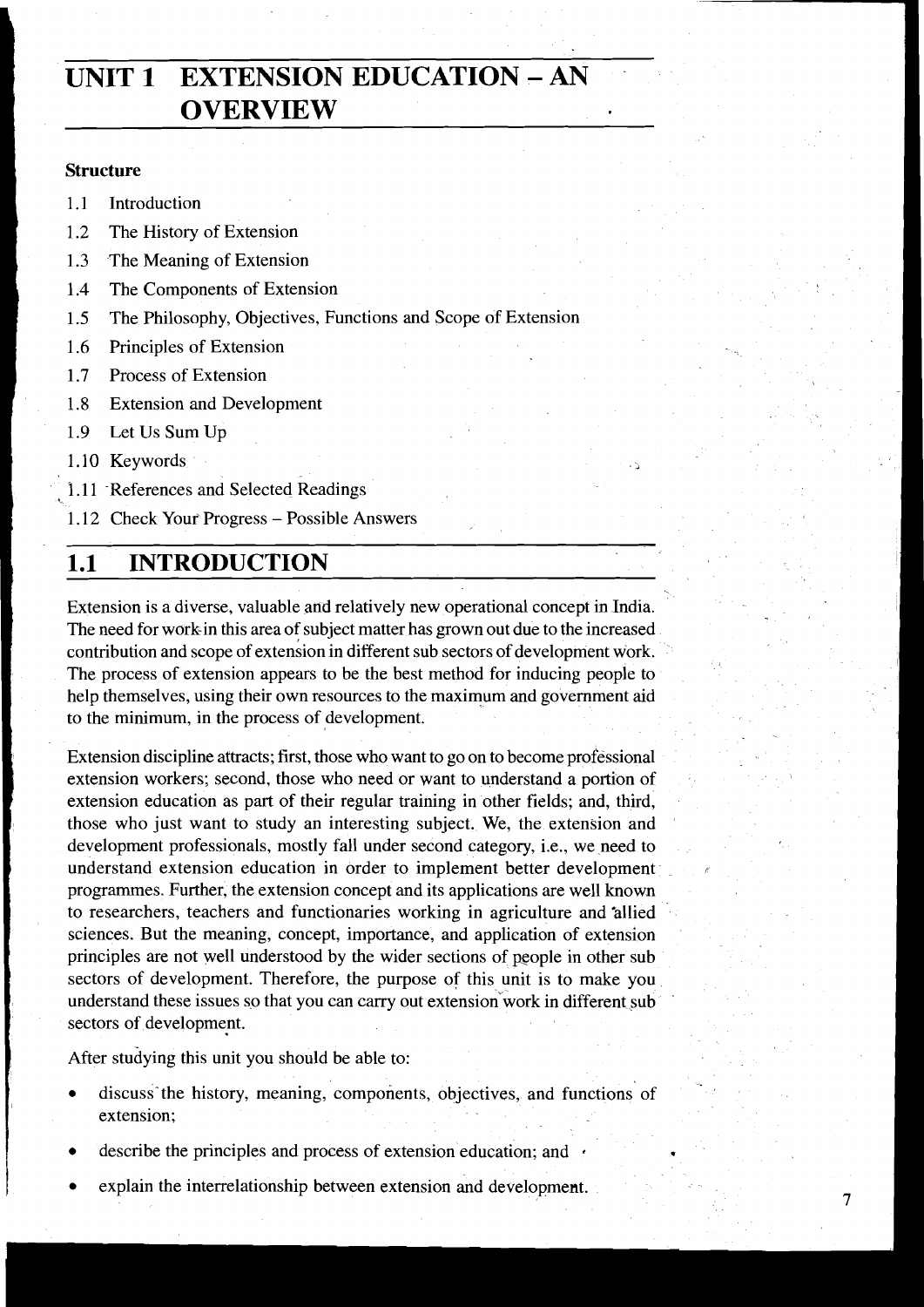# UNIT 1 EXTENSION EDUCATION – AN OVERVIEW

**Structure**

1.1 Introduction

1.2 The History of Extension

1.3 The Meaning of Extension

1.4 The Components of Extension

1.5 The Philosophy, Objectives, Functions and Scope of Extension

1.6 Principles of Extension

1.7 Process of Extension

1.8 Extension and Development

1.9 Let Us Sum Up

1.10 Keywords

1.11 References and Selected Readings

1.12 Check Your Progress – Possible Answers

## 1.1 INTRODUCTION

Extension is a diverse, valuable and relatively new operational concept in India. The need for work in this area of subject matter has grown out due to the increased contribution and scope of extension in different sub sectors of development work. The process of extension appears to be the best method for inducing people to help themselves, using their own resources to the maximum and government aid to the minimum, in the process of development.

Extension discipline attracts; first, those who want to go on to become professional extension workers; second, those who need or want to understand a portion of extension education as part of their regular training in other fields; and, third, those who just want to study an interesting subject. We, the extension and development professionals, mostly fall under second category, i.e., we need to understand extension education in order to implement better development programmes. Further, the extension concept and its applications are well known to researchers, teachers and functionaries working in agriculture and allied sciences. But the meaning, concept, importance, and application of extension principles are not well understood by the wider sections of people in other sub sectors of development. Therefore, the purpose of this unit is to make you understand these issues so that you can carry out extension work in different sub sectors of development.

After studying this unit you should be able to:

- discuss the history, meaning, components, objectives, and functions of extension;
- describe the principles and process of extension education; and
- explain the interrelationship between extension and development.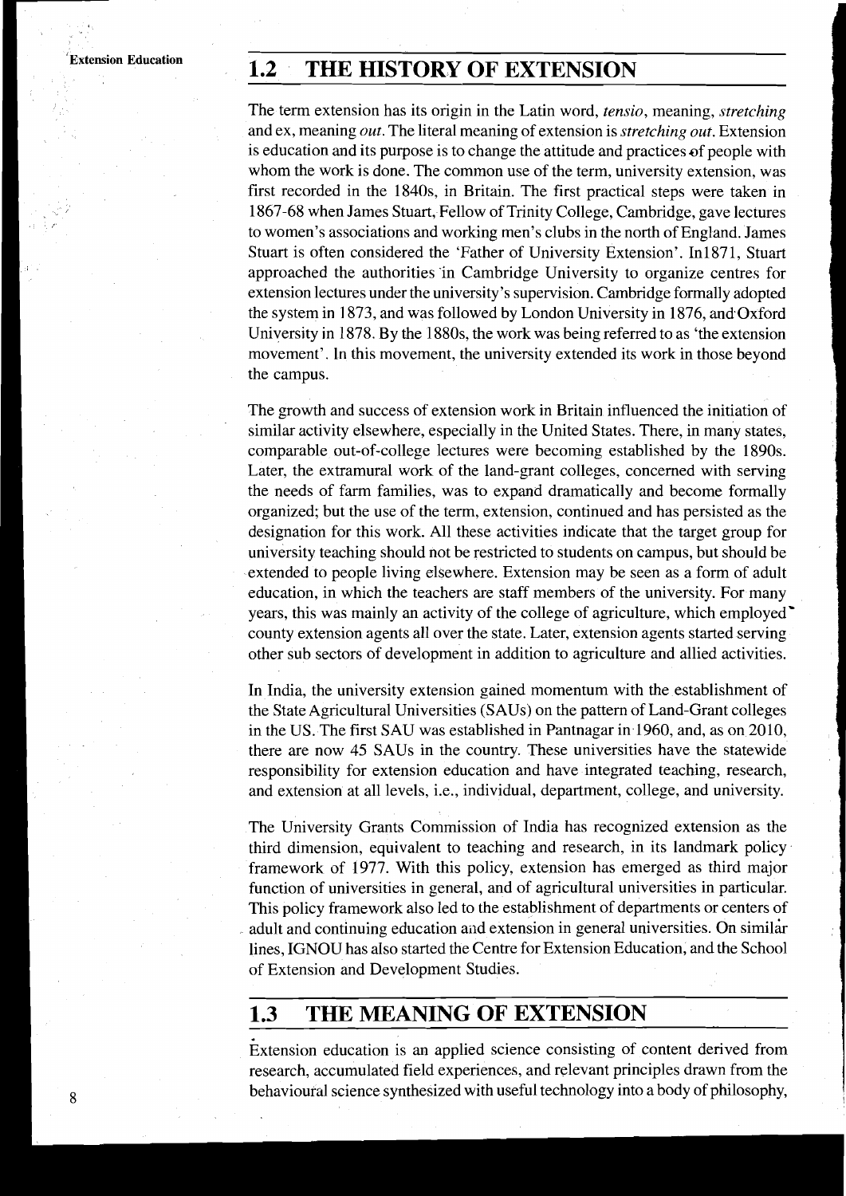## 1.2 THE HISTORY OF EXTENSION

The term extension has its origin in the Latin word, *tensio*, meaning, *stretching* and ex, meaning *out*. The literal meaning of extension is *stretching out*. Extension is education and its purpose is to change the attitude and practices of people with whom the work is done. The common use of the term, university extension, was first recorded in the 1840s, in Britain. The first practical steps were taken in 1867-68 when James Stuart, Fellow of Trinity College, Cambridge, gave lectures to women's associations and working men's clubs in the north of England. James Stuart is often considered the 'Father of University Extension'. In1871, Stuart approached the authorities in Cambridge University to organize centres for extension lectures under the university's supervision. Cambridge formally adopted the system in 1873, and was followed by London University in 1876, and Oxford University in 1878. By the 1880s, the work was being referred to as 'the extension movement'. In this movement, the university extended its work in those beyond the campus.

The growth and success of extension work in Britain influenced the initiation of similar activity elsewhere, especially in the United States. There, in many states, comparable out-of-college lectures were becoming established by the 1890s. Later, the extramural work of the land-grant colleges, concerned with serving the needs of farm families, was to expand dramatically and become formally organized; but the use of the term, extension, continued and has persisted as the designation for this work. All these activities indicate that the target group for university teaching should not be restricted to students on campus, but should be extended to people living elsewhere. Extension may be seen as a form of adult education, in which the teachers are staff members of the university. For many years, this was mainly an activity of the college of agriculture, which employed county extension agents all over the state. Later, extension agents started serving other sub sectors of development in addition to agriculture and allied activities.

In India, the university extension gained momentum with the establishment of the State Agricultural Universities (SAUs) on the pattern of Land-Grant colleges in the US. The first SAU was established in Pantnagar in 1960, and, as on 2010, there are now 45 SAUs in the country. These universities have the statewide responsibility for extension education and have integrated teaching, research, and extension at all levels, i.e., individual, department, college, and university.

The University Grants Commission of India has recognized extension as the third dimension, equivalent to teaching and research, in its landmark policy framework of 1977. With this policy, extension has emerged as third major function of universities in general, and of agricultural universities in particular. This policy framework also led to the establishment of departments or centers of adult and continuing education and extension in general universities. On similar lines, IGNOU has also started the Centre for Extension Education, and the School of Extension and Development Studies.

## 1.3 THE MEANING OF EXTENSION

Extension education is an applied science consisting of content derived from research, accumulated field experiences, and relevant principles drawn from the behavioural science synthesized with useful technology into a body of philosophy,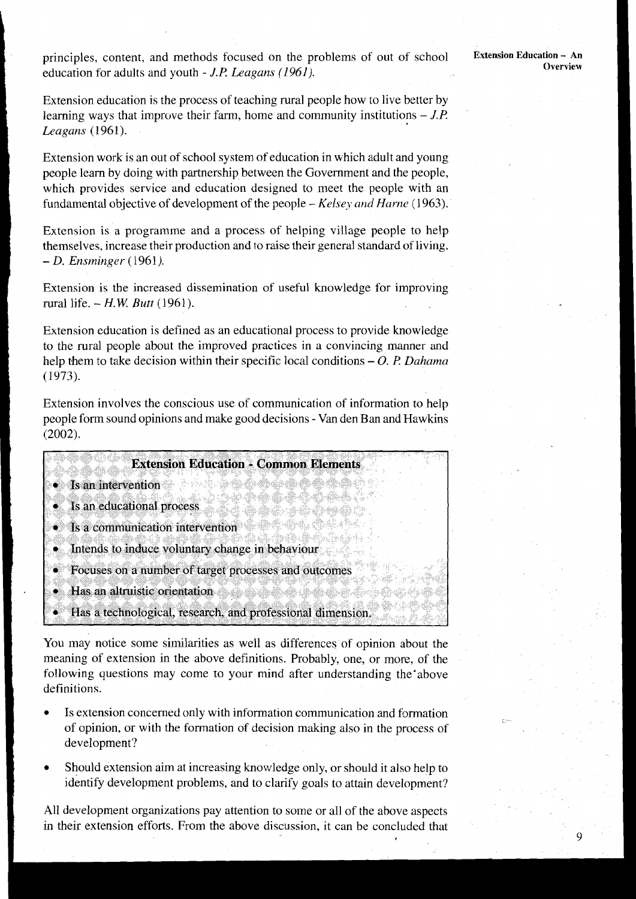principles, content, and methods focused on the problems of out of school education for adults and youth - *J.P. Leagans (1961).*

Extension education is the process of teaching rural people how to live better by learning ways that improve their farm, home and community institutions – *J.P. Leagans* (1961).

Extension work is an out of school system of education in which adult and young people learn by doing with partnership between the Government and the people, which provides service and education designed to meet the people with an fundamental objective of development of the people – *Kelsey and Harne* (1963).

Extension is a programme and a process of helping village people to help themselves, increase their production and to raise their general standard of living. – *D. Ensminger* (1961).

Extension is the increased dissemination of useful knowledge for improving rural life. – *H.W. Butt* (1961).

Extension education is defined as an educational process to provide knowledge to the rural people about the improved practices in a convincing manner and help them to take decision within their specific local conditions – *O. P. Dahama* (1973).

Extension involves the conscious use of communication of information to help people form sound opinions and make good decisions - Van den Ban and Hawkins (2002).

**Extension Education - Common Elements**

- Is an intervention
- Is an educational process
- Is a communication intervention
- Intends to induce voluntary change in behaviour
- Focuses on a number of target processes and outcomes
- Has an altruistic orientation
- Has a technological, research, and professional dimension.

You may notice some similarities as well as differences of opinion about the meaning of extension in the above definitions. Probably, one, or more, of the following questions may come to your mind after understanding the above definitions.

- Is extension concerned only with information communication and formation of opinion, or with the formation of decision making also in the process of development?
- Should extension aim at increasing knowledge only, or should it also help to identify development problems, and to clarify goals to attain development?

All development organizations pay attention to some or all of the above aspects in their extension efforts. From the above discussion, it can be concluded that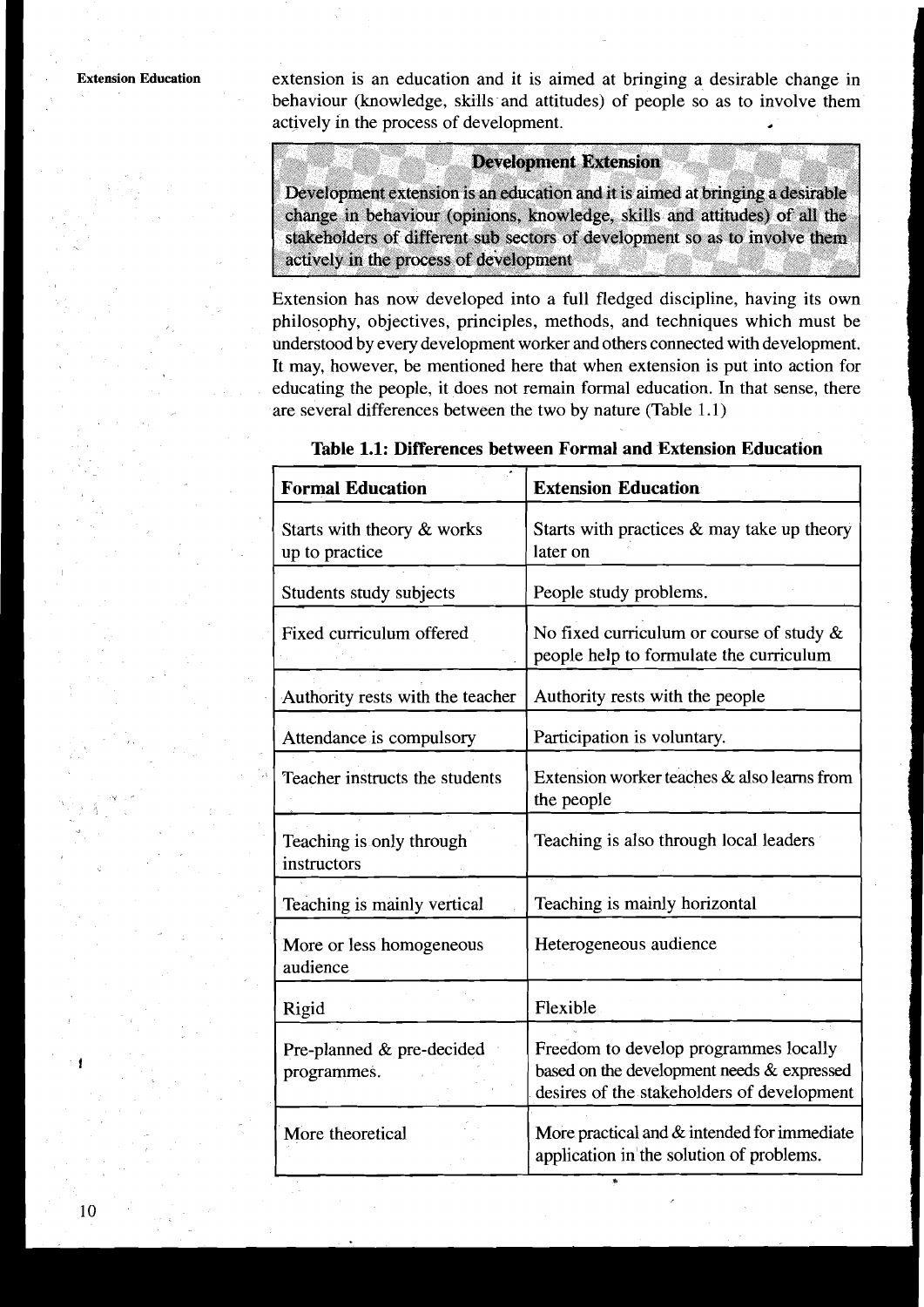extension is an education and it is aimed at bringing a desirable change in behaviour (knowledge, skills and attitudes) of people so as to involve them actively in the process of development.

**Development Extension**

Development extension is an education and it is aimed at bringing a desirable change in behaviour (opinions, knowledge, skills and attitudes) of all the stakeholders of different sub sectors of development so as to involve them actively in the process of development

Extension has now developed into a full fledged discipline, having its own philosophy, objectives, principles, methods, and techniques which must be understood by every development worker and others connected with development. It may, however, be mentioned here that when extension is put into action for educating the people, it does not remain formal education. In that sense, there are several differences between the two by nature (Table 1.1)

**Table 1.1: Differences between Formal and Extension Education**

| Formal Education | Extension Education |
|---|---|
| Starts with theory & works up to practice | Starts with practices & may take up theory later on |
| Students study subjects | People study problems. |
| Fixed curriculum offered | No fixed curriculum or course of study & people help to formulate the curriculum |
| Authority rests with the teacher | Authority rests with the people |
| Attendance is compulsory | Participation is voluntary. |
| Teacher instructs the students | Extension worker teaches & also learns from the people |
| Teaching is only through instructors | Teaching is also through local leaders |
| Teaching is mainly vertical | Teaching is mainly horizontal |
| More or less homogeneous audience | Heterogeneous audience |
| Rigid | Flexible |
| Pre-planned & pre-decided programmes. | Freedom to develop programmes locally based on the development needs & expressed desires of the stakeholders of development |
| More theoretical | More practical and & intended for immediate application in the solution of problems. |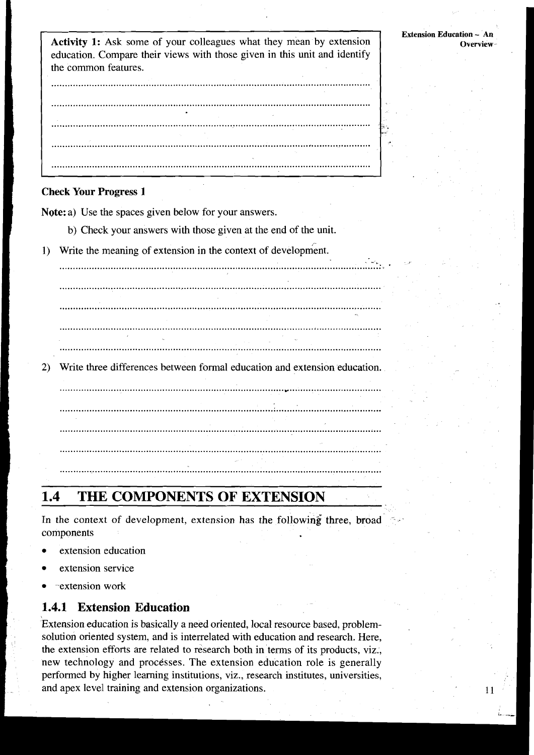**Activity 1:** Ask some of your colleagues what they mean by extension education. Compare their views with those given in this unit and identify the common features.

......................................................................................................................

......................................................................................................................

......................................................................................................................

......................................................................................................................

......................................................................................................................

### Check Your Progress 1

**Note:** a) Use the spaces given below for your answers.

b) Check your answers with those given at the end of the unit.

1) Write the meaning of extension in the context of development.

......................................................................................................................

......................................................................................................................

......................................................................................................................

......................................................................................................................

......................................................................................................................

2) Write three differences between formal education and extension education.

......................................................................................................................

......................................................................................................................

......................................................................................................................

......................................................................................................................

......................................................................................................................

## 1.4 THE COMPONENTS OF EXTENSION

In the context of development, extension has the following three, broad components

- extension education
- extension service
- extension work

### 1.4.1 Extension Education

Extension education is basically a need oriented, local resource based, problem-solution oriented system, and is interrelated with education and research. Here, the extension efforts are related to research both in terms of its products, viz., new technology and processes. The extension education role is generally performed by higher learning institutions, viz., research institutes, universities, and apex level training and extension organizations.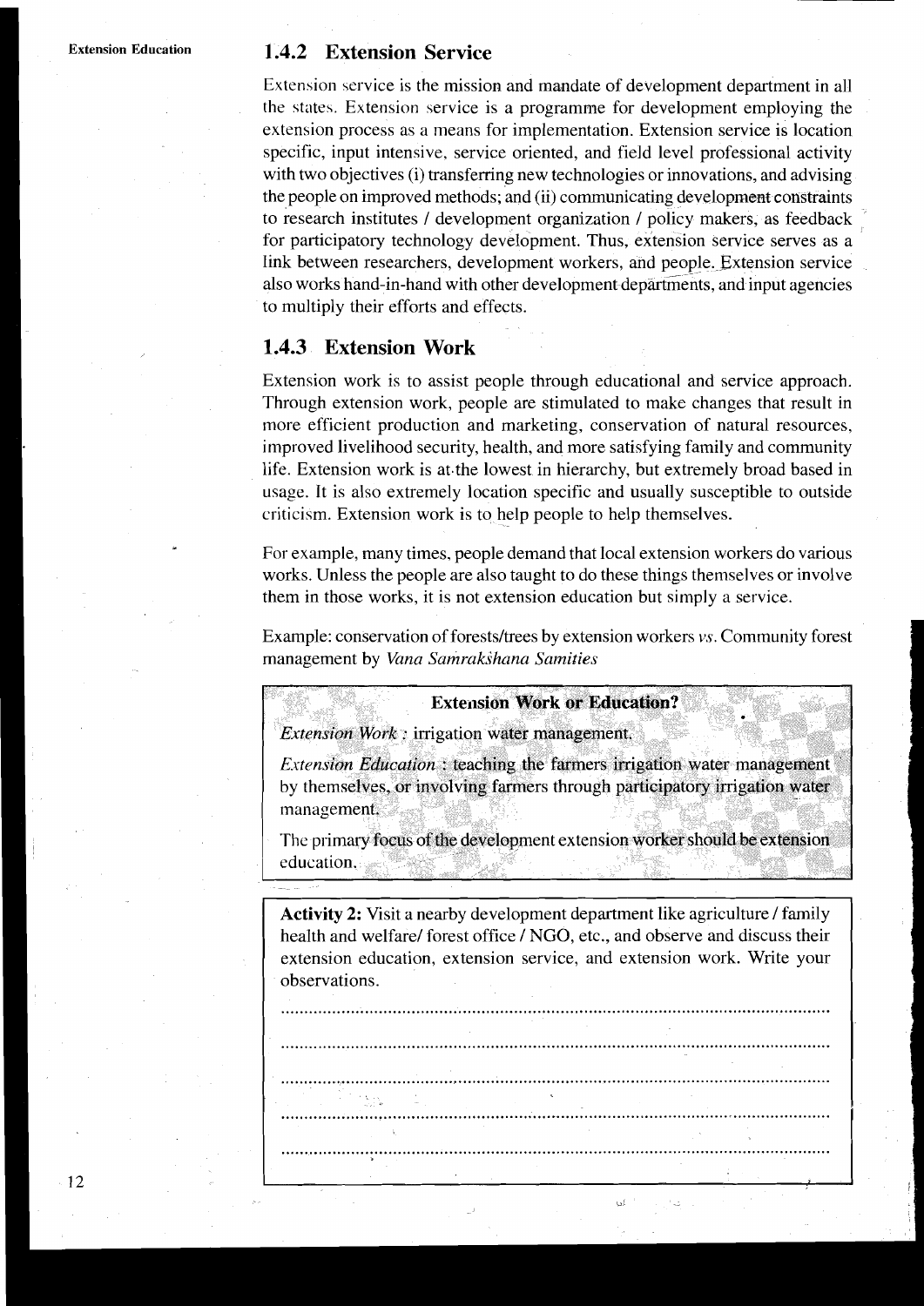### 1.4.2 Extension Service

Extension service is the mission and mandate of development department in all the states. Extension service is a programme for development employing the extension process as a means for implementation. Extension service is location specific, input intensive, service oriented, and field level professional activity with two objectives (i) transferring new technologies or innovations, and advising the people on improved methods; and (ii) communicating development constraints to research institutes / development organization / policy makers, as feedback for participatory technology development. Thus, extension service serves as a link between researchers, development workers, and people. Extension service also works hand-in-hand with other development departments, and input agencies to multiply their efforts and effects.

### 1.4.3 Extension Work

Extension work is to assist people through educational and service approach. Through extension work, people are stimulated to make changes that result in more efficient production and marketing, conservation of natural resources, improved livelihood security, health, and more satisfying family and community life. Extension work is at the lowest in hierarchy, but extremely broad based in usage. It is also extremely location specific and usually susceptible to outside criticism. Extension work is to help people to help themselves.

For example, many times, people demand that local extension workers do various works. Unless the people are also taught to do these things themselves or involve them in those works, it is not extension education but simply a service.

Example: conservation of forests/trees by extension workers *vs*. Community forest management by *Vana Samrakshana Samities*

**Extension Work or Education?**

*Extension Work* : irrigation water management.

*Extension Education* : teaching the farmers irrigation water management by themselves, or involving farmers through participatory irrigation water management.

The primary focus of the development extension worker should be extension education.

**Activity 2:** Visit a nearby development department like agriculture / family health and welfare/ forest office / NGO, etc., and observe and discuss their extension education, extension service, and extension work. Write your observations.

..........................................................................................................................

..........................................................................................................................

..........................................................................................................................

..........................................................................................................................

..........................................................................................................................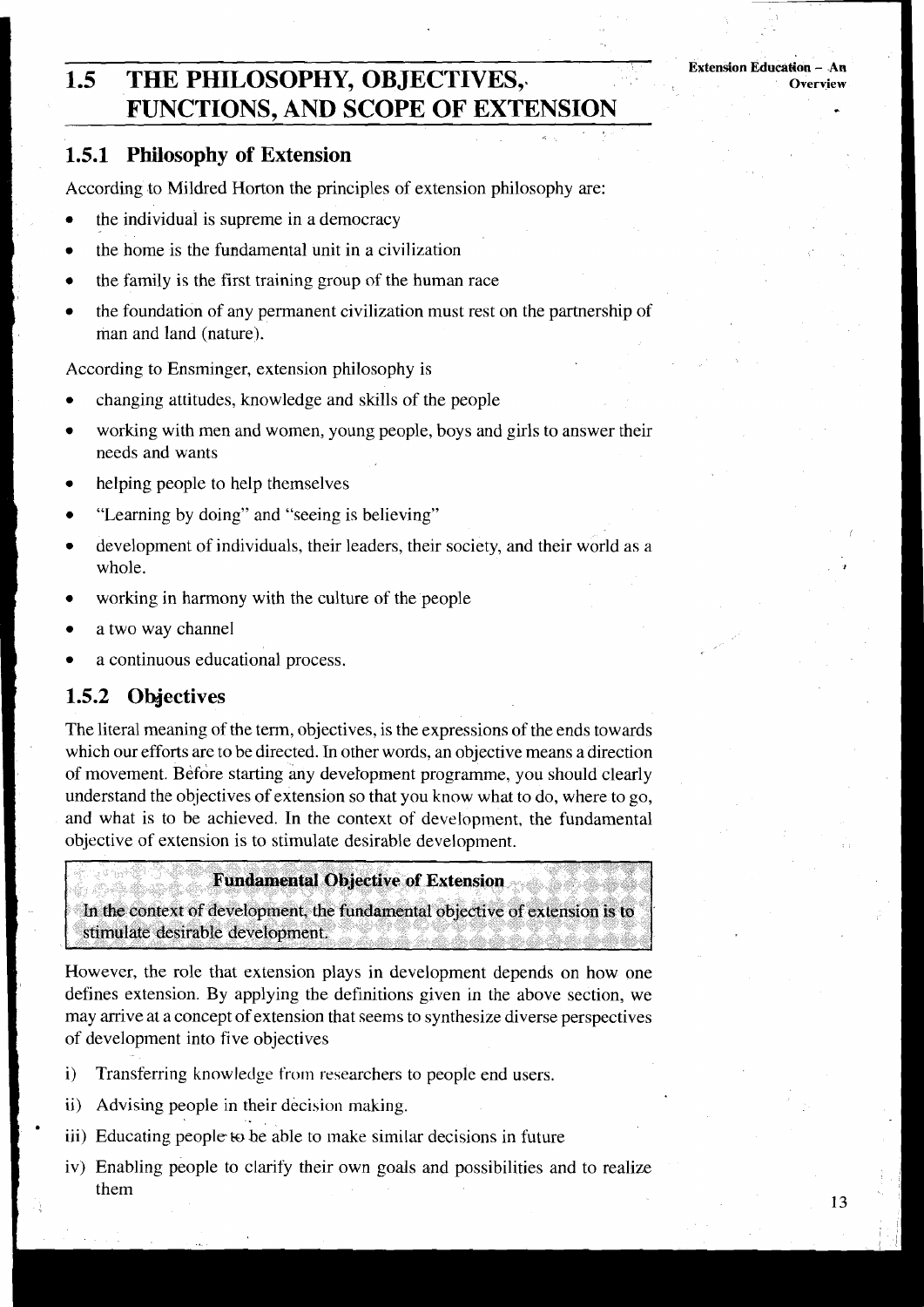## 1.5 THE PHILOSOPHY, OBJECTIVES, FUNCTIONS, AND SCOPE OF EXTENSION

### 1.5.1 Philosophy of Extension

According to Mildred Horton the principles of extension philosophy are:

- the individual is supreme in a democracy
- the home is the fundamental unit in a civilization
- the family is the first training group of the human race
- the foundation of any permanent civilization must rest on the partnership of man and land (nature).

According to Ensminger, extension philosophy is

- changing attitudes, knowledge and skills of the people
- working with men and women, young people, boys and girls to answer their needs and wants
- helping people to help themselves
- "Learning by doing" and "seeing is believing"
- development of individuals, their leaders, their society, and their world as a whole.
- working in harmony with the culture of the people
- a two way channel
- a continuous educational process.

### 1.5.2 Objectives

The literal meaning of the term, objectives, is the expressions of the ends towards which our efforts are to be directed. In other words, an objective means a direction of movement. Before starting any development programme, you should clearly understand the objectives of extension so that you know what to do, where to go, and what is to be achieved. In the context of development, the fundamental objective of extension is to stimulate desirable development.

**Fundamental Objective of Extension**

**In the context of development, the fundamental objective of extension is to stimulate desirable development.**

However, the role that extension plays in development depends on how one defines extension. By applying the definitions given in the above section, we may arrive at a concept of extension that seems to synthesize diverse perspectives of development into five objectives

i) Transferring knowledge from researchers to people end users.

ii) Advising people in their decision making.

iii) Educating people to be able to make similar decisions in future

iv) Enabling people to clarify their own goals and possibilities and to realize them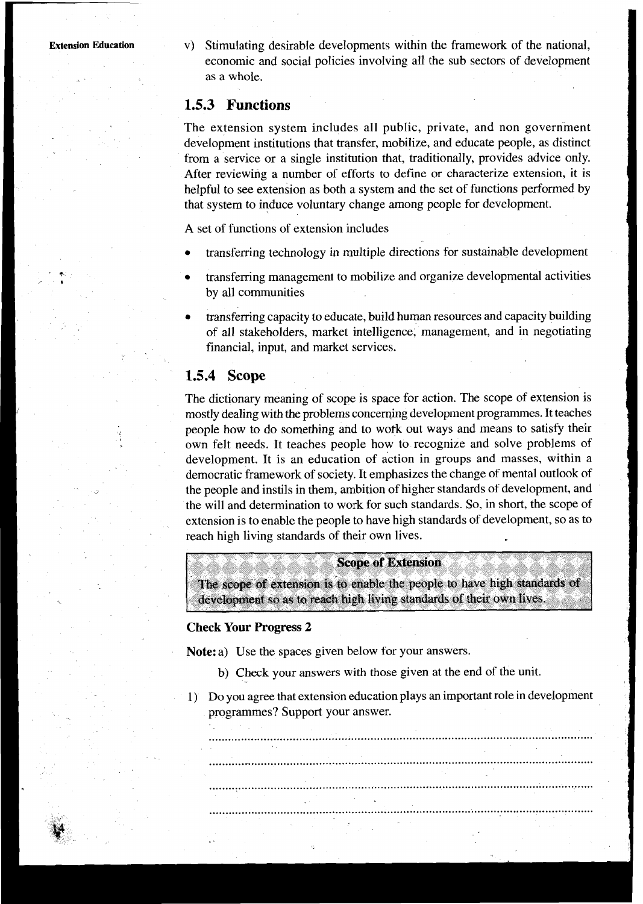v) Stimulating desirable developments within the framework of the national, economic and social policies involving all the sub sectors of development as a whole.

### 1.5.3 Functions

The extension system includes all public, private, and non government development institutions that transfer, mobilize, and educate people, as distinct from a service or a single institution that, traditionally, provides advice only. After reviewing a number of efforts to define or characterize extension, it is helpful to see extension as both a system and the set of functions performed by that system to induce voluntary change among people for development.

A set of functions of extension includes

- transferring technology in multiple directions for sustainable development
- transferring management to mobilize and organize developmental activities by all communities
- transferring capacity to educate, build human resources and capacity building of all stakeholders, market intelligence, management, and in negotiating financial, input, and market services.

### 1.5.4 Scope

The dictionary meaning of scope is space for action. The scope of extension is mostly dealing with the problems concerning development programmes. It teaches people how to do something and to work out ways and means to satisfy their own felt needs. It teaches people how to recognize and solve problems of development. It is an education of action in groups and masses, within a democratic framework of society. It emphasizes the change of mental outlook of the people and instils in them, ambition of higher standards of development, and the will and determination to work for such standards. So, in short, the scope of extension is to enable the people to have high standards of development, so as to reach high living standards of their own lives.

**Scope of Extension**

The scope of extension is to enable the people to have high standards of development so as to reach high living standards of their own lives.

**Check Your Progress 2**

**Note:** a) Use the spaces given below for your answers.

b) Check your answers with those given at the end of the unit.

1) Do you agree that extension education plays an important role in development programmes? Support your answer.

..........................................................................................................................

..........................................................................................................................

..........................................................................................................................

..........................................................................................................................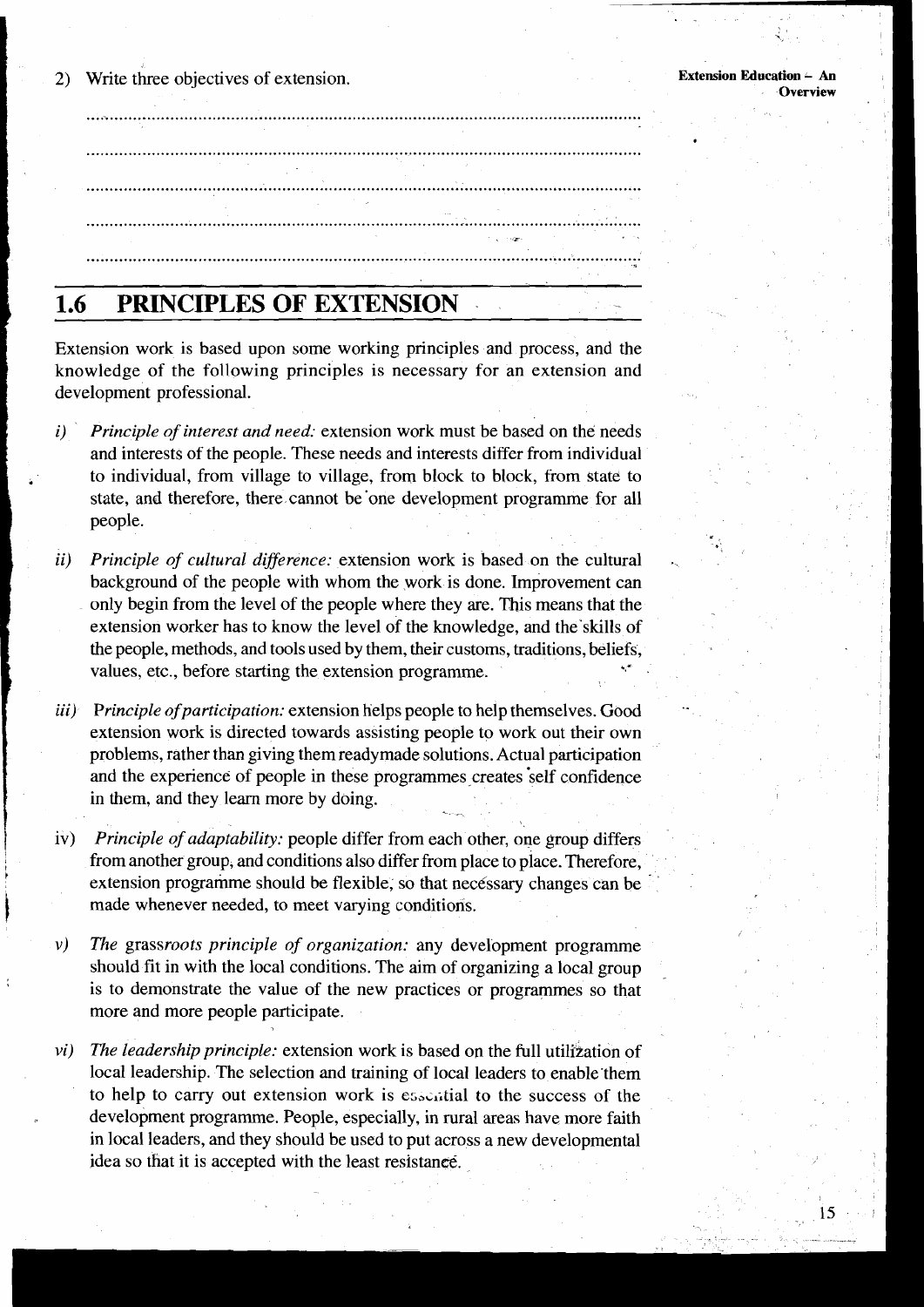2) Write three objectives of extension.

......................................................................................................................

......................................................................................................................

......................................................................................................................

......................................................................................................................

......................................................................................................................

## 1.6 PRINCIPLES OF EXTENSION

Extension work is based upon some working principles and process, and the knowledge of the following principles is necessary for an extension and development professional.

i) *Principle of interest and need:* extension work must be based on the needs and interests of the people. These needs and interests differ from individual to individual, from village to village, from block to block, from state to state, and therefore, there cannot be one development programme for all people.

ii) *Principle of cultural difference:* extension work is based on the cultural background of the people with whom the work is done. Improvement can only begin from the level of the people where they are. This means that the extension worker has to know the level of the knowledge, and the skills of the people, methods, and tools used by them, their customs, traditions, beliefs, values, etc., before starting the extension programme.

iii) *Principle of participation:* extension helps people to help themselves. Good extension work is directed towards assisting people to work out their own problems, rather than giving them readymade solutions. Actual participation and the experience of people in these programmes creates self confidence in them, and they learn more by doing.

iv) *Principle of adaptability:* people differ from each other, one group differs from another group, and conditions also differ from place to place. Therefore, extension programme should be flexible, so that necessary changes can be made whenever needed, to meet varying conditions.

v) *The grassroots principle of organization:* any development programme should fit in with the local conditions. The aim of organizing a local group is to demonstrate the value of the new practices or programmes so that more and more people participate.

vi) *The leadership principle:* extension work is based on the full utilization of local leadership. The selection and training of local leaders to enable them to help to carry out extension work is essential to the success of the development programme. People, especially, in rural areas have more faith in local leaders, and they should be used to put across a new developmental idea so that it is accepted with the least resistance.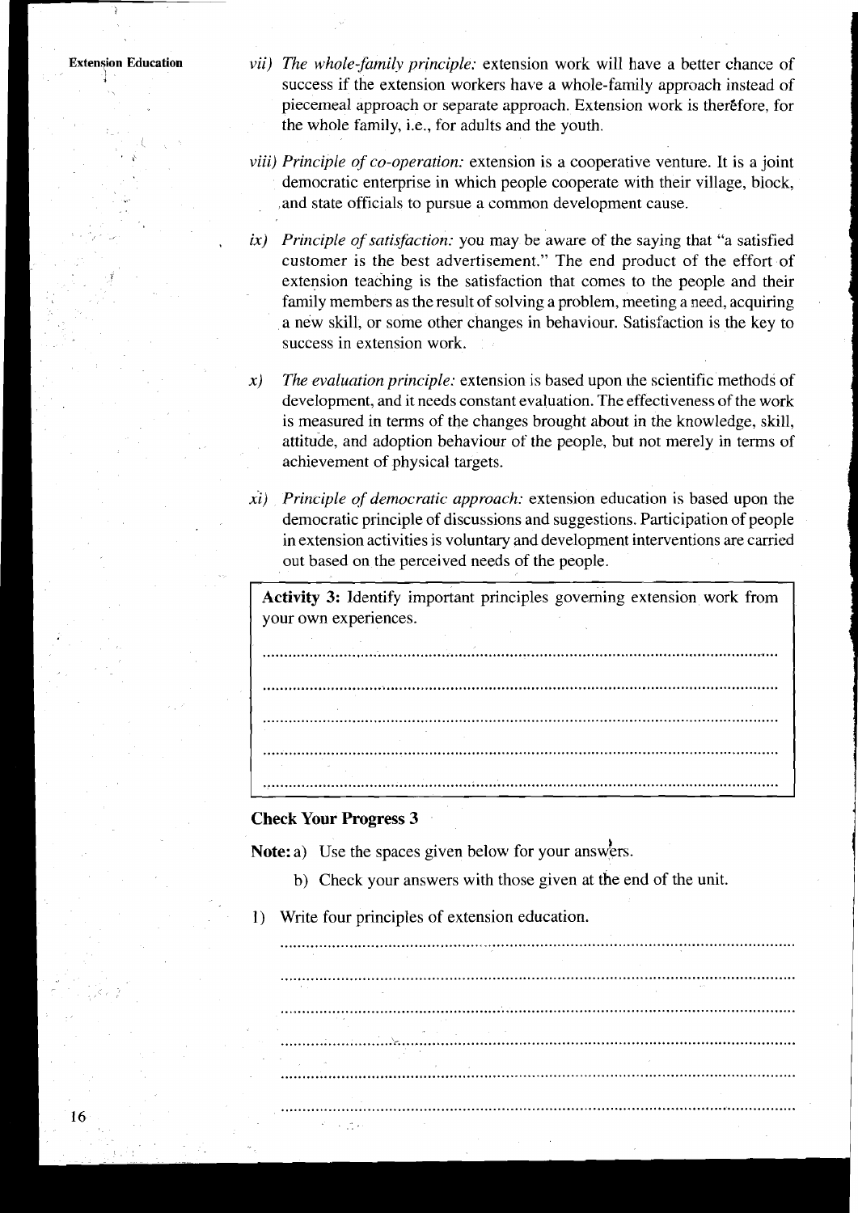vii) *The whole-family principle:* extension work will have a better chance of success if the extension workers have a whole-family approach instead of piecemeal approach or separate approach. Extension work is therefore, for the whole family, i.e., for adults and the youth.

viii) *Principle of co-operation:* extension is a cooperative venture. It is a joint democratic enterprise in which people cooperate with their village, block, and state officials to pursue a common development cause.

ix) *Principle of satisfaction:* you may be aware of the saying that "a satisfied customer is the best advertisement." The end product of the effort of extension teaching is the satisfaction that comes to the people and their family members as the result of solving a problem, meeting a need, acquiring a new skill, or some other changes in behaviour. Satisfaction is the key to success in extension work.

x) *The evaluation principle:* extension is based upon the scientific methods of development, and it needs constant evaluation. The effectiveness of the work is measured in terms of the changes brought about in the knowledge, skill, attitude, and adoption behaviour of the people, but not merely in terms of achievement of physical targets.

xi) *Principle of democratic approach:* extension education is based upon the democratic principle of discussions and suggestions. Participation of people in extension activities is voluntary and development interventions are carried out based on the perceived needs of the people.

**Activity 3:** Identify important principles governing extension work from your own experiences.

..............................................................................................................

..............................................................................................................

..............................................................................................................

..............................................................................................................

..............................................................................................................

### Check Your Progress 3

**Note:** a) Use the spaces given below for your answers.

b) Check your answers with those given at the end of the unit.

1) Write four principles of extension education.

..............................................................................................................

..............................................................................................................

..............................................................................................................

..............................................................................................................

..............................................................................................................

..............................................................................................................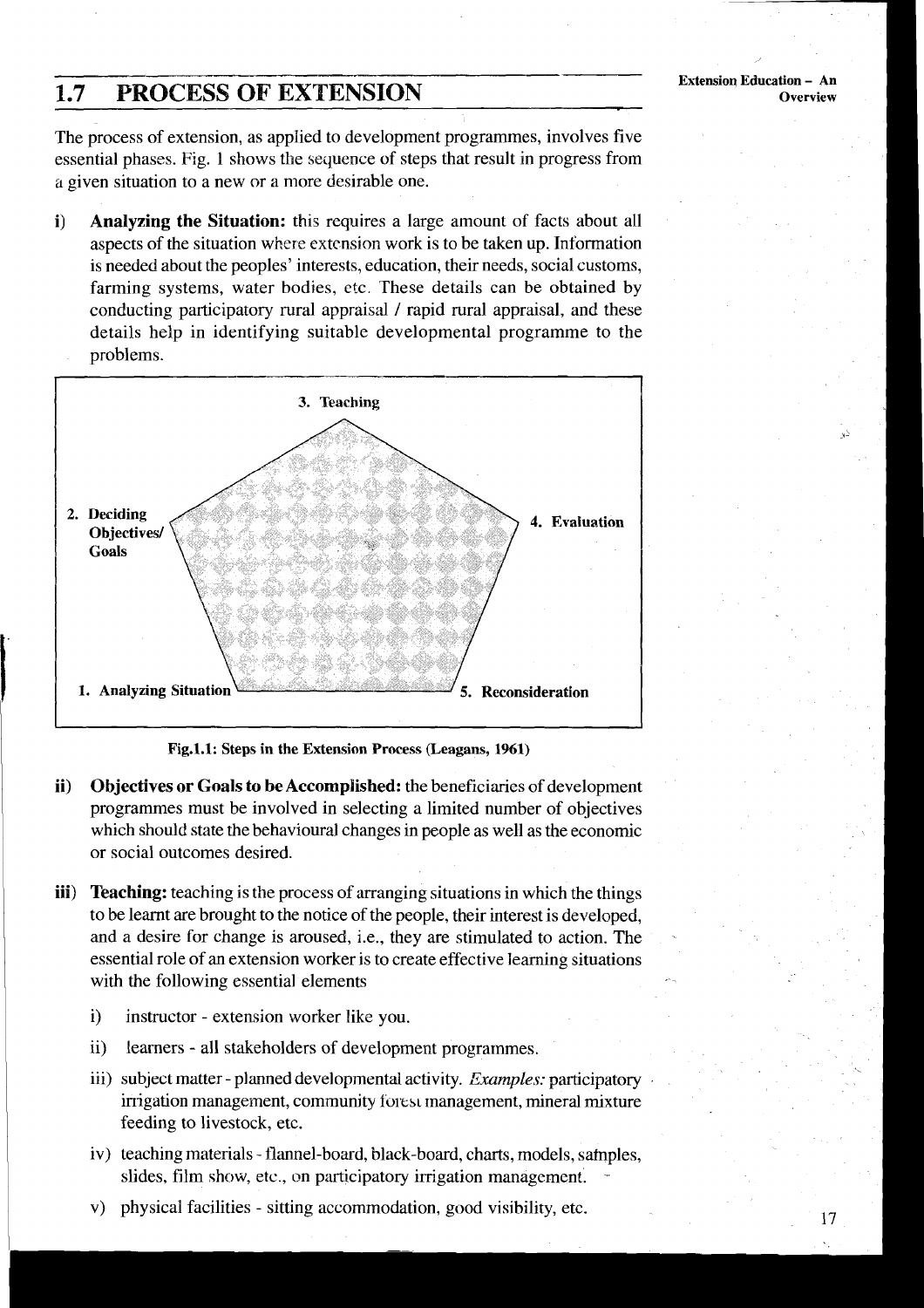## 1.7 PROCESS OF EXTENSION

The process of extension, as applied to development programmes, involves five essential phases. Fig. 1 shows the sequence of steps that result in progress from a given situation to a new or a more desirable one.

i) **Analyzing the Situation:** this requires a large amount of facts about all aspects of the situation where extension work is to be taken up. Information is needed about the peoples' interests, education, their needs, social customs, farming systems, water bodies, etc. These details can be obtained by conducting participatory rural appraisal / rapid rural appraisal, and these details help in identifying suitable developmental programme to the problems.

3. Teaching

2. Deciding Objectives/ Goals

4. Evaluation

1. Analyzing Situation

5. Reconsideration

**Fig.1.1: Steps in the Extension Process (Leagans, 1961)**

ii) **Objectives or Goals to be Accomplished:** the beneficiaries of development programmes must be involved in selecting a limited number of objectives which should state the behavioural changes in people as well as the economic or social outcomes desired.

iii) **Teaching:** teaching is the process of arranging situations in which the things to be learnt are brought to the notice of the people, their interest is developed, and a desire for change is aroused, i.e., they are stimulated to action. The essential role of an extension worker is to create effective learning situations with the following essential elements

   i) instructor - extension worker like you.

   ii) learners - all stakeholders of development programmes.

   iii) subject matter - planned developmental activity. *Examples:* participatory irrigation management, community forest management, mineral mixture feeding to livestock, etc.

   iv) teaching materials - flannel-board, black-board, charts, models, samples, slides, film show, etc., on participatory irrigation management.

   v) physical facilities - sitting accommodation, good visibility, etc.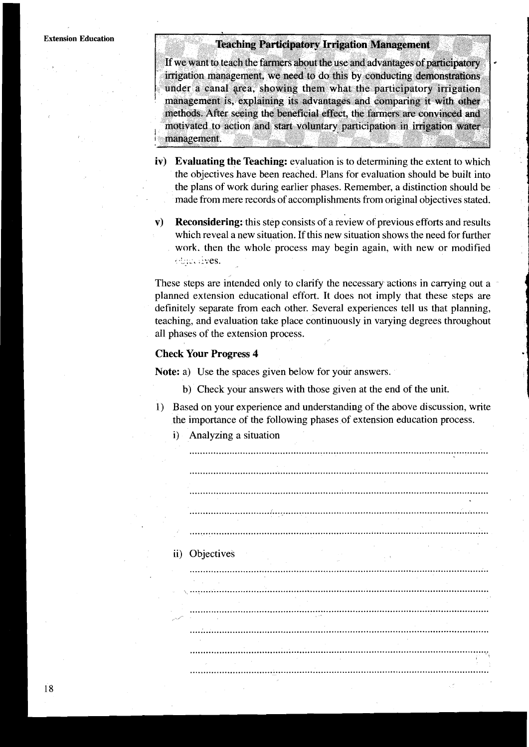**Teaching Participatory Irrigation Management**

If we want to teach the farmers about the use and advantages of participatory irrigation management, we need to do this by conducting demonstrations under a canal area, showing them what the participatory irrigation management is, explaining its advantages and comparing it with other methods. After seeing the beneficial effect, the farmers are convinced and motivated to action and start voluntary participation in irrigation water management.

iv) **Evaluating the Teaching:** evaluation is to determining the extent to which the objectives have been reached. Plans for evaluation should be built into the plans of work during earlier phases. Remember, a distinction should be made from mere records of accomplishments from original objectives stated.

v) **Reconsidering:** this step consists of a review of previous efforts and results which reveal a new situation. If this new situation shows the need for further work, then the whole process may begin again, with new or modified objectives.

These steps are intended only to clarify the necessary actions in carrying out a planned extension educational effort. It does not imply that these steps are definitely separate from each other. Several experiences tell us that planning, teaching, and evaluation take place continuously in varying degrees throughout all phases of the extension process.

### Check Your Progress 4

**Note:** a) Use the spaces given below for your answers.

b) Check your answers with those given at the end of the unit.

1) Based on your experience and understanding of the above discussion, write the importance of the following phases of extension education process.

   i) Analyzing a situation

   ..........................................................................................................

   ..........................................................................................................

   ..........................................................................................................

   ..........................................................................................................

   ..........................................................................................................

   ii) Objectives

   ..........................................................................................................

   ..........................................................................................................

   ..........................................................................................................

   ..........................................................................................................

   ..........................................................................................................

   ..........................................................................................................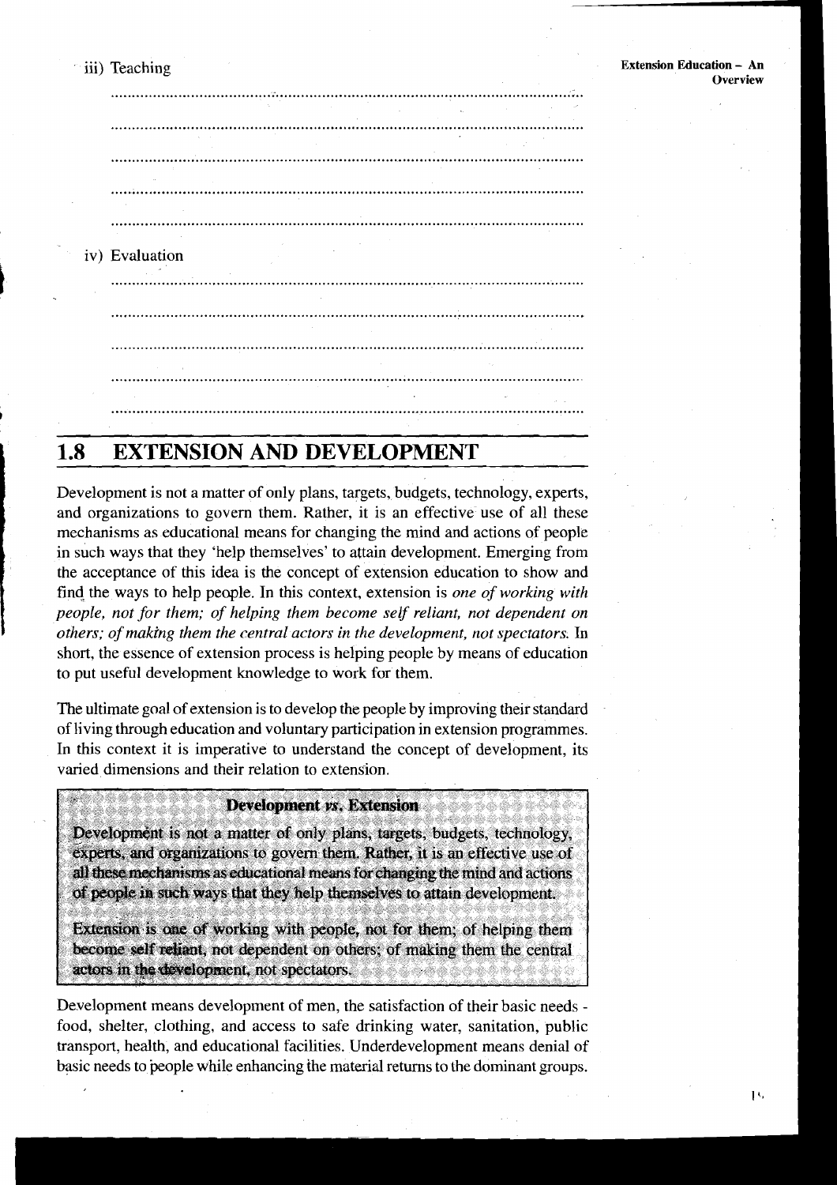iii) Teaching

..............................................................................................................

..............................................................................................................

..............................................................................................................

..............................................................................................................

..............................................................................................................

iv) Evaluation

..............................................................................................................

..............................................................................................................

..............................................................................................................

..............................................................................................................

..............................................................................................................

## 1.8 EXTENSION AND DEVELOPMENT

Development is not a matter of only plans, targets, budgets, technology, experts, and organizations to govern them. Rather, it is an effective use of all these mechanisms as educational means for changing the mind and actions of people in such ways that they 'help themselves' to attain development. Emerging from the acceptance of this idea is the concept of extension education to show and find the ways to help people. In this context, extension is *one of working with people, not for them; of helping them become self reliant, not dependent on others; of making them the central actors in the development, not spectators.* In short, the essence of extension process is helping people by means of education to put useful development knowledge to work for them.

The ultimate goal of extension is to develop the people by improving their standard of living through education and voluntary participation in extension programmes. In this context it is imperative to understand the concept of development, its varied dimensions and their relation to extension.

> **Development *vs.* Extension**
>
> Development is not a matter of only plans, targets, budgets, technology, experts, and organizations to govern them. Rather, it is an effective use of all these mechanisms as educational means for changing the mind and actions of people in such ways that they help themselves to attain development.
>
> Extension is one of working with people, not for them; of helping them become self reliant, not dependent on others; of making them the central actors in the development, not spectators.

Development means development of men, the satisfaction of their basic needs - food, shelter, clothing, and access to safe drinking water, sanitation, public transport, health, and educational facilities. Underdevelopment means denial of basic needs to people while enhancing the material returns to the dominant groups.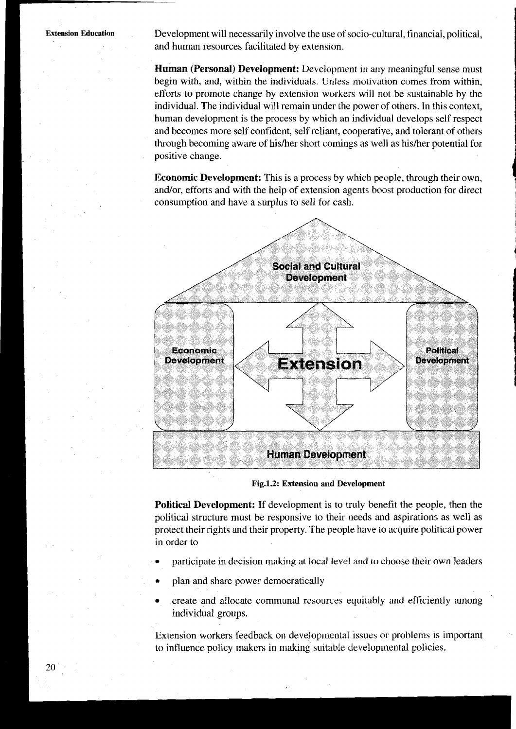Development will necessarily involve the use of socio-cultural, financial, political, and human resources facilitated by extension.

**Human (Personal) Development:** Development in any meaningful sense must begin with, and, within the individuals. Unless motivation comes from within, efforts to promote change by extension workers will not be sustainable by the individual. The individual will remain under the power of others. In this context, human development is the process by which an individual develops self respect and becomes more self confident, self reliant, cooperative, and tolerant of others through becoming aware of his/her short comings as well as his/her potential for positive change.

**Economic Development:** This is a process by which people, through their own, and/or, efforts and with the help of extension agents boost production for direct consumption and have a surplus to sell for cash.

Social and Cultural Development

Economic Development

Extension

Political Development

Human Development

**Fig.1.2: Extension and Development**

**Political Development:** If development is to truly benefit the people, then the political structure must be responsive to their needs and aspirations as well as protect their rights and their property. The people have to acquire political power in order to

- participate in decision making at local level and to choose their own leaders
- plan and share power democratically
- create and allocate communal resources equitably and efficiently among individual groups.

Extension workers feedback on developmental issues or problems is important to influence policy makers in making suitable developmental policies.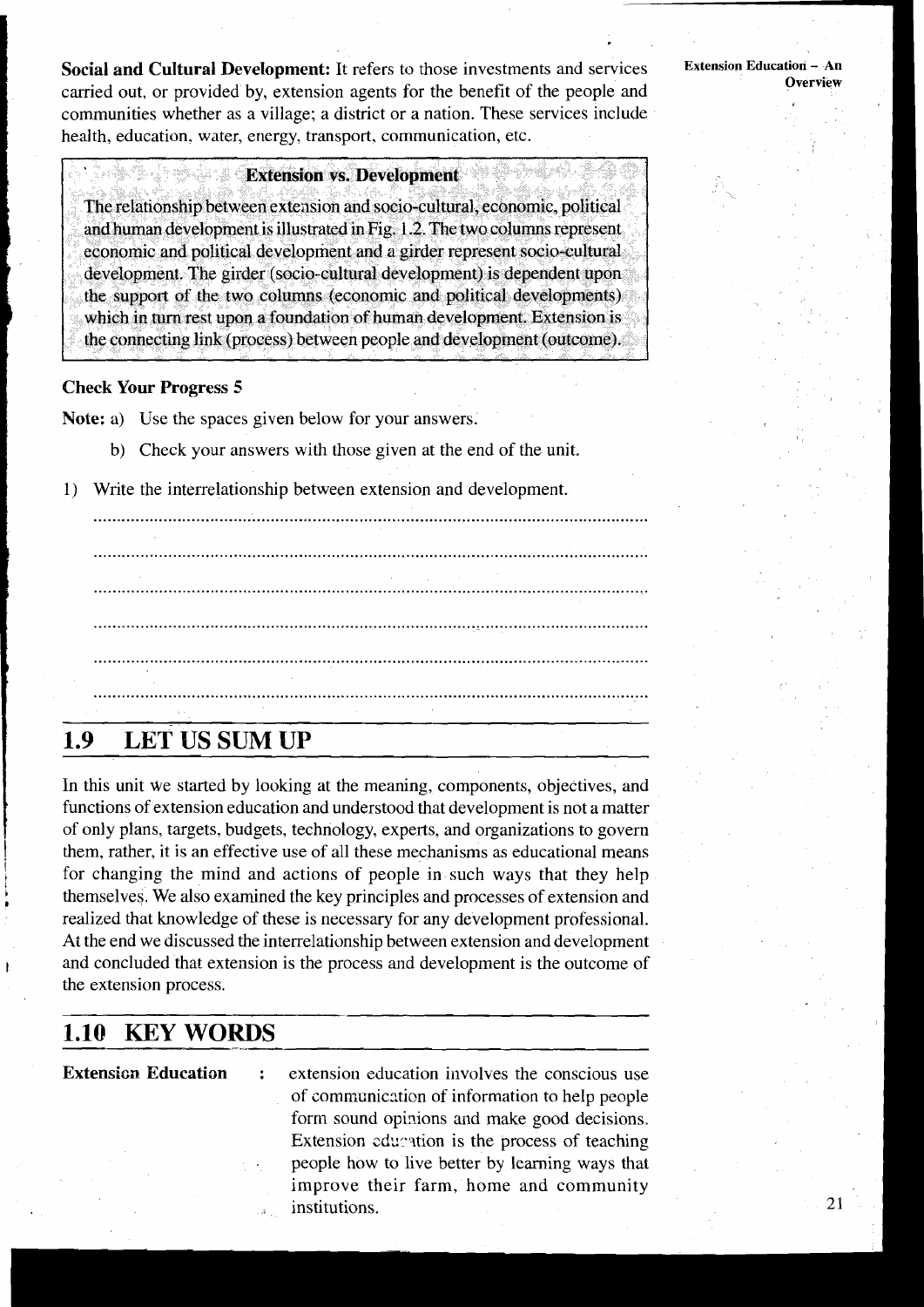**Social and Cultural Development:** It refers to those investments and services carried out, or provided by, extension agents for the benefit of the people and communities whether as a village; a district or a nation. These services include health, education, water, energy, transport, communication, etc.

**Extension vs. Development**

The relationship between extension and socio-cultural, economic, political and human development is illustrated in Fig. 1.2. The two columns represent economic and political development and a girder represent socio-cultural development. The girder (socio-cultural development) is dependent upon the support of the two columns (economic and political developments) which in turn rest upon a foundation of human development. Extension is the connecting link (process) between people and development (outcome).

**Check Your Progress 5**

**Note:** a) Use the spaces given below for your answers.

b) Check your answers with those given at the end of the unit.

1) Write the interrelationship between extension and development.

......................................................................................................................

......................................................................................................................

......................................................................................................................

......................................................................................................................

......................................................................................................................

......................................................................................................................

## 1.9 LET US SUM UP

In this unit we started by looking at the meaning, components, objectives, and functions of extension education and understood that development is not a matter of only plans, targets, budgets, technology, experts, and organizations to govern them, rather, it is an effective use of all these mechanisms as educational means for changing the mind and actions of people in such ways that they help themselves. We also examined the key principles and processes of extension and realized that knowledge of these is necessary for any development professional. At the end we discussed the interrelationship between extension and development and concluded that extension is the process and development is the outcome of the extension process.

## 1.10 KEY WORDS

**Extension Education** : extension education involves the conscious use of communication of information to help people form sound opinions and make good decisions. Extension education is the process of teaching people how to live better by learning ways that improve their farm, home and community institutions.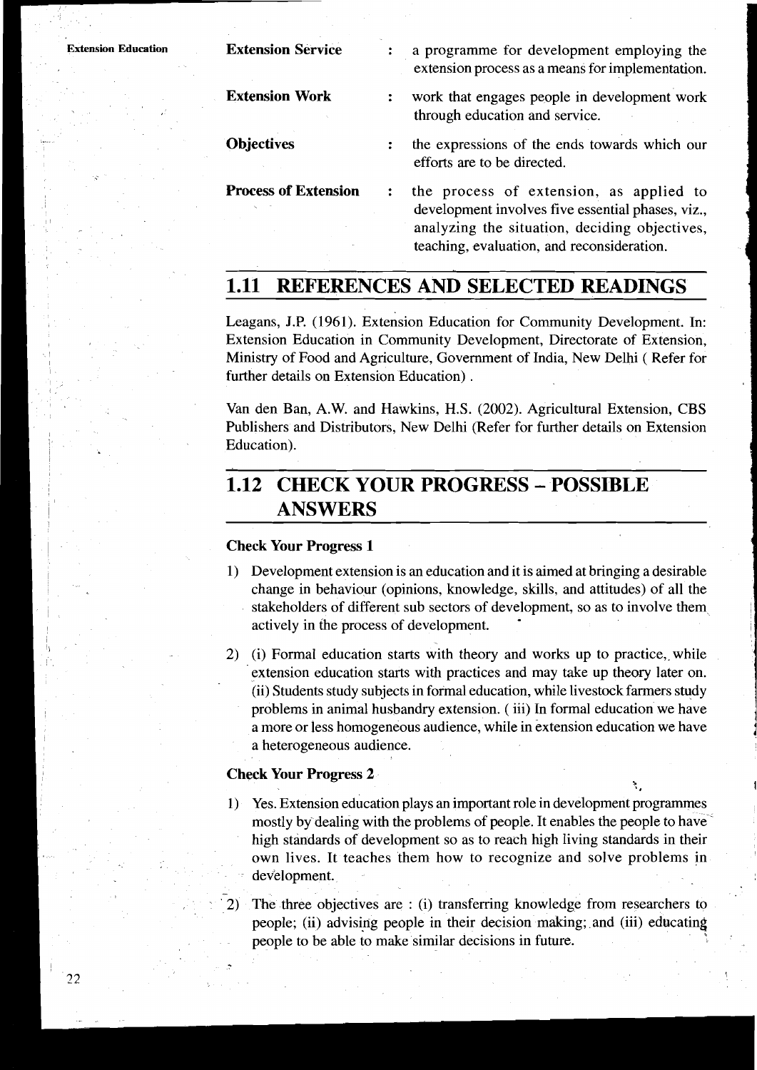**Extension Service** : a programme for development employing the extension process as a means for implementation.

**Extension Work** : work that engages people in development work through education and service.

**Objectives** : the expressions of the ends towards which our efforts are to be directed.

**Process of Extension** : the process of extension, as applied to development involves five essential phases, viz., analyzing the situation, deciding objectives, teaching, evaluation, and reconsideration.

## 1.11 REFERENCES AND SELECTED READINGS

Leagans, J.P. (1961). Extension Education for Community Development. In: Extension Education in Community Development, Directorate of Extension, Ministry of Food and Agriculture, Government of India, New Delhi ( Refer for further details on Extension Education) .

Van den Ban, A.W. and Hawkins, H.S. (2002). Agricultural Extension, CBS Publishers and Distributors, New Delhi (Refer for further details on Extension Education).

## 1.12 CHECK YOUR PROGRESS – POSSIBLE ANSWERS

### Check Your Progress 1

1) Development extension is an education and it is aimed at bringing a desirable change in behaviour (opinions, knowledge, skills, and attitudes) of all the stakeholders of different sub sectors of development, so as to involve them actively in the process of development.

2) (i) Formal education starts with theory and works up to practice, while extension education starts with practices and may take up theory later on. (ii) Students study subjects in formal education, while livestock farmers study problems in animal husbandry extension. ( iii) In formal education we have a more or less homogeneous audience, while in extension education we have a heterogeneous audience.

### Check Your Progress 2

1) Yes. Extension education plays an important role in development programmes mostly by dealing with the problems of people. It enables the people to have high standards of development so as to reach high living standards in their own lives. It teaches them how to recognize and solve problems in development.

2) The three objectives are : (i) transferring knowledge from researchers to people; (ii) advising people in their decision making; and (iii) educating people to be able to make similar decisions in future.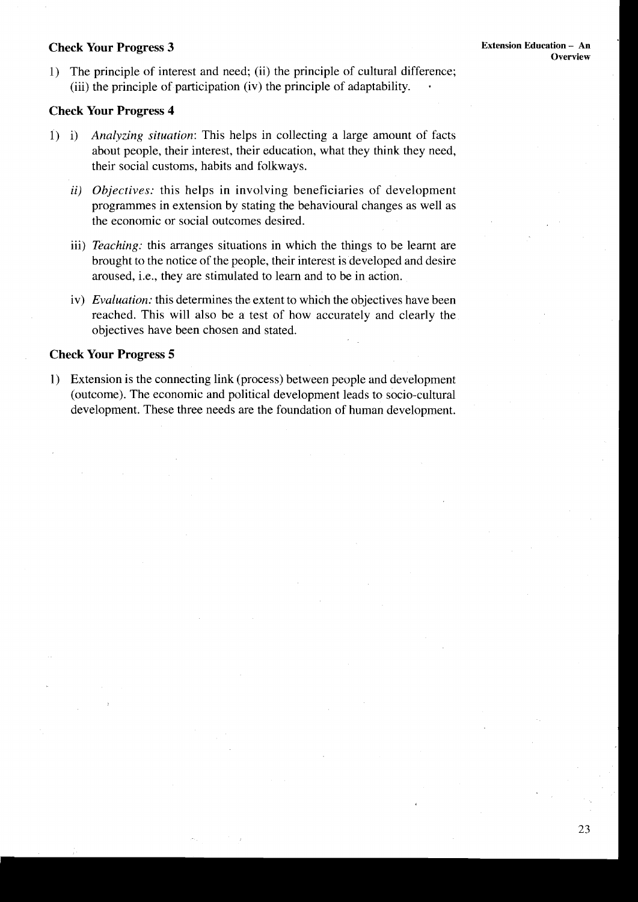### Check Your Progress 3

1) The principle of interest and need; (ii) the principle of cultural difference; (iii) the principle of participation (iv) the principle of adaptability.

### Check Your Progress 4

1) i) *Analyzing situation*: This helps in collecting a large amount of facts about people, their interest, their education, what they think they need, their social customs, habits and folkways.

   ii) *Objectives:* this helps in involving beneficiaries of development programmes in extension by stating the behavioural changes as well as the economic or social outcomes desired.

   iii) *Teaching:* this arranges situations in which the things to be learnt are brought to the notice of the people, their interest is developed and desire aroused, i.e., they are stimulated to learn and to be in action.

   iv) *Evaluation:* this determines the extent to which the objectives have been reached. This will also be a test of how accurately and clearly the objectives have been chosen and stated.

### Check Your Progress 5

1) Extension is the connecting link (process) between people and development (outcome). The economic and political development leads to socio-cultural development. These three needs are the foundation of human development.